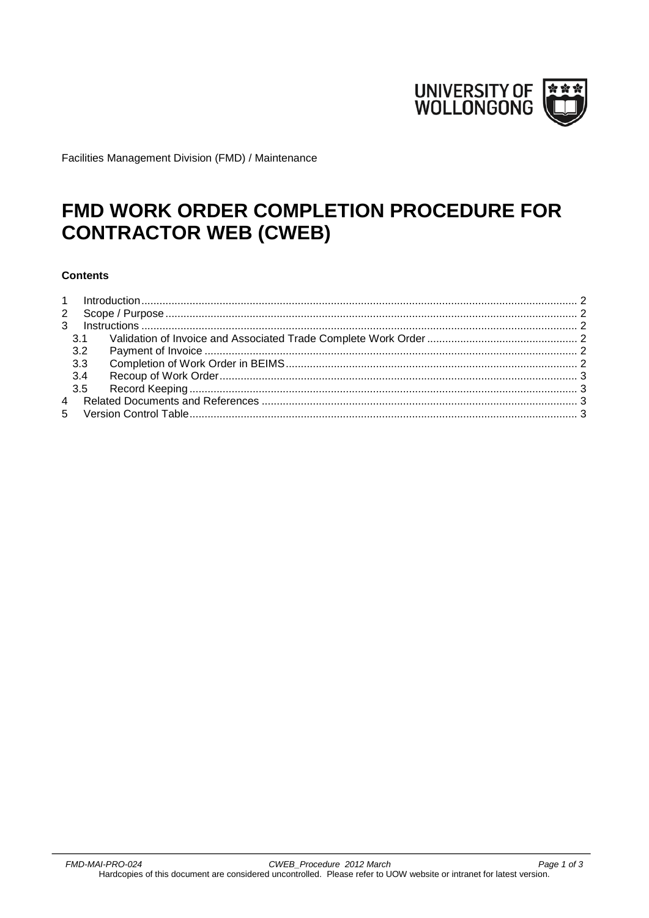Facilities Management Division (FMD) / Maintenance

# FMD WORK ORDER COMPLETION PROCEDURE FOR CONTRACTOR WEB (CWEB)

**Contents**

1 Introduction ..... 2
2 Scope / Purpose ..... 2
3 Instructions ..... 2
  3.1 Validation of Invoice and Associated Trade Complete Work Order ..... 2
  3.2 Payment of Invoice ..... 2
  3.3 Completion of Work Order in BEIMS ..... 2
  3.4 Recoup of Work Order ..... 3
  3.5 Record Keeping ..... 3
4 Related Documents and References ..... 3
5 Version Control Table ..... 3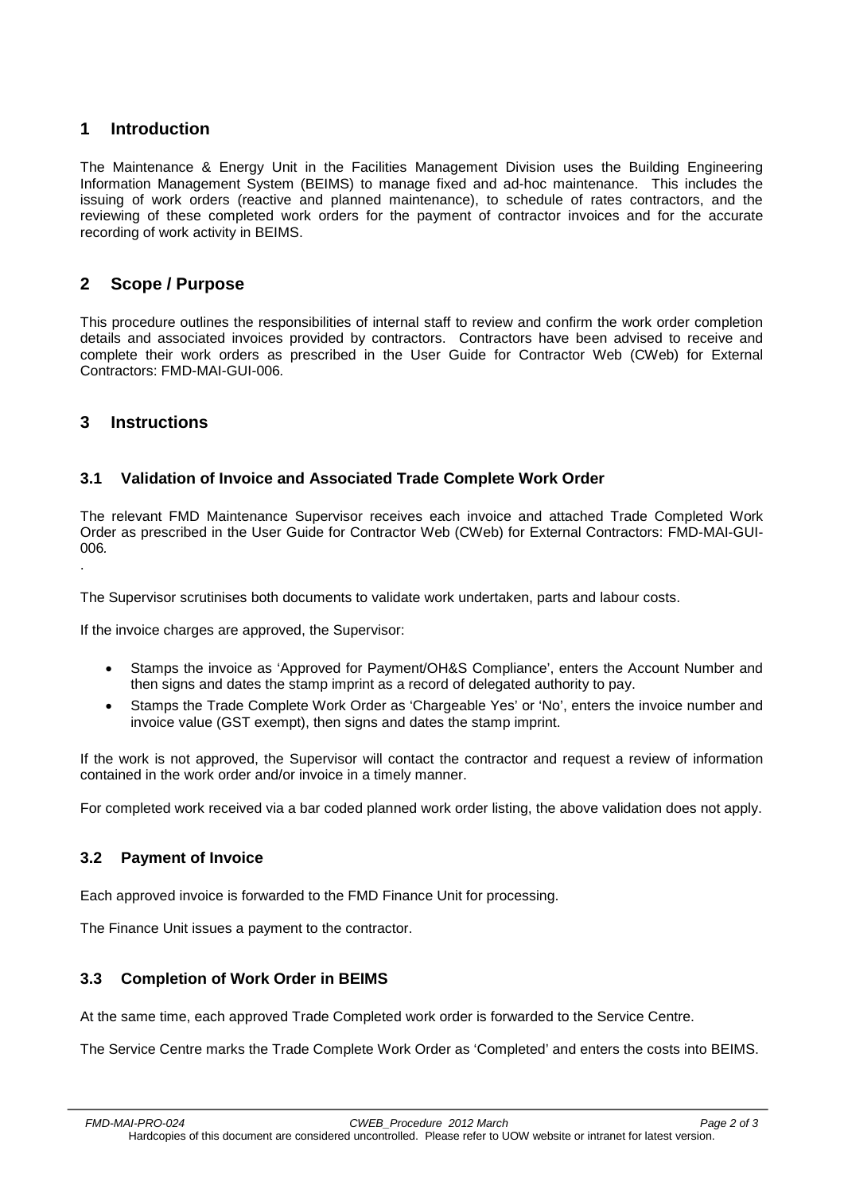## 1 Introduction

The Maintenance & Energy Unit in the Facilities Management Division uses the Building Engineering Information Management System (BEIMS) to manage fixed and ad-hoc maintenance. This includes the issuing of work orders (reactive and planned maintenance), to schedule of rates contractors, and the reviewing of these completed work orders for the payment of contractor invoices and for the accurate recording of work activity in BEIMS.

## 2 Scope / Purpose

This procedure outlines the responsibilities of internal staff to review and confirm the work order completion details and associated invoices provided by contractors. Contractors have been advised to receive and complete their work orders as prescribed in the User Guide for Contractor Web (CWeb) for External Contractors: FMD-MAI-GUI-006*.*

## 3 Instructions

### 3.1 Validation of Invoice and Associated Trade Complete Work Order

The relevant FMD Maintenance Supervisor receives each invoice and attached Trade Completed Work Order as prescribed in the User Guide for Contractor Web (CWeb) for External Contractors: FMD-MAI-GUI-006*.*

.

The Supervisor scrutinises both documents to validate work undertaken, parts and labour costs.

If the invoice charges are approved, the Supervisor:

- Stamps the invoice as 'Approved for Payment/OH&S Compliance', enters the Account Number and then signs and dates the stamp imprint as a record of delegated authority to pay.
- Stamps the Trade Complete Work Order as 'Chargeable Yes' or 'No', enters the invoice number and invoice value (GST exempt), then signs and dates the stamp imprint.

If the work is not approved, the Supervisor will contact the contractor and request a review of information contained in the work order and/or invoice in a timely manner.

For completed work received via a bar coded planned work order listing, the above validation does not apply.

### 3.2 Payment of Invoice

Each approved invoice is forwarded to the FMD Finance Unit for processing.

The Finance Unit issues a payment to the contractor.

### 3.3 Completion of Work Order in BEIMS

At the same time, each approved Trade Completed work order is forwarded to the Service Centre.

The Service Centre marks the Trade Complete Work Order as 'Completed' and enters the costs into BEIMS.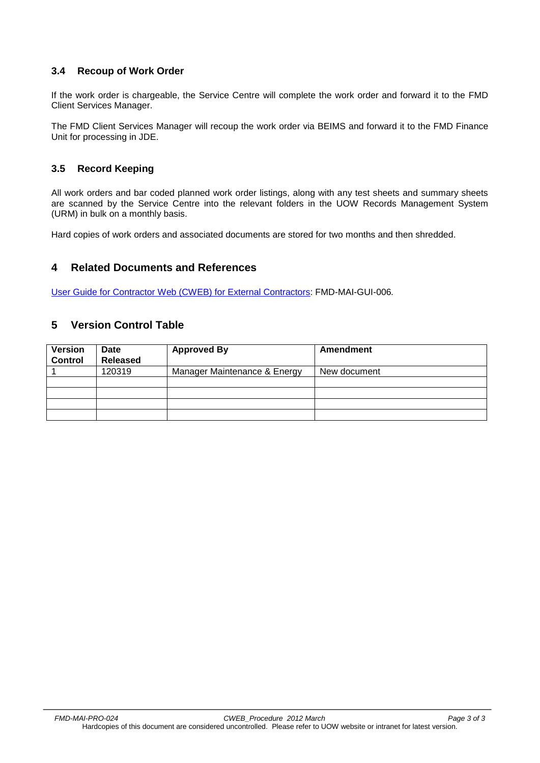### 3.4 Recoup of Work Order

If the work order is chargeable, the Service Centre will complete the work order and forward it to the FMD Client Services Manager.

The FMD Client Services Manager will recoup the work order via BEIMS and forward it to the FMD Finance Unit for processing in JDE.

### 3.5 Record Keeping

All work orders and bar coded planned work order listings, along with any test sheets and summary sheets are scanned by the Service Centre into the relevant folders in the UOW Records Management System (URM) in bulk on a monthly basis.

Hard copies of work orders and associated documents are stored for two months and then shredded.

## 4 Related Documents and References

User Guide for Contractor Web (CWEB) for External Contractors: FMD-MAI-GUI-006.

## 5 Version Control Table

| Version Control | Date Released | Approved By | Amendment |
|---|---|---|---|
| 1 | 120319 | Manager Maintenance & Energy | New document |
| | | | |
| | | | |
| | | | |
| | | | |